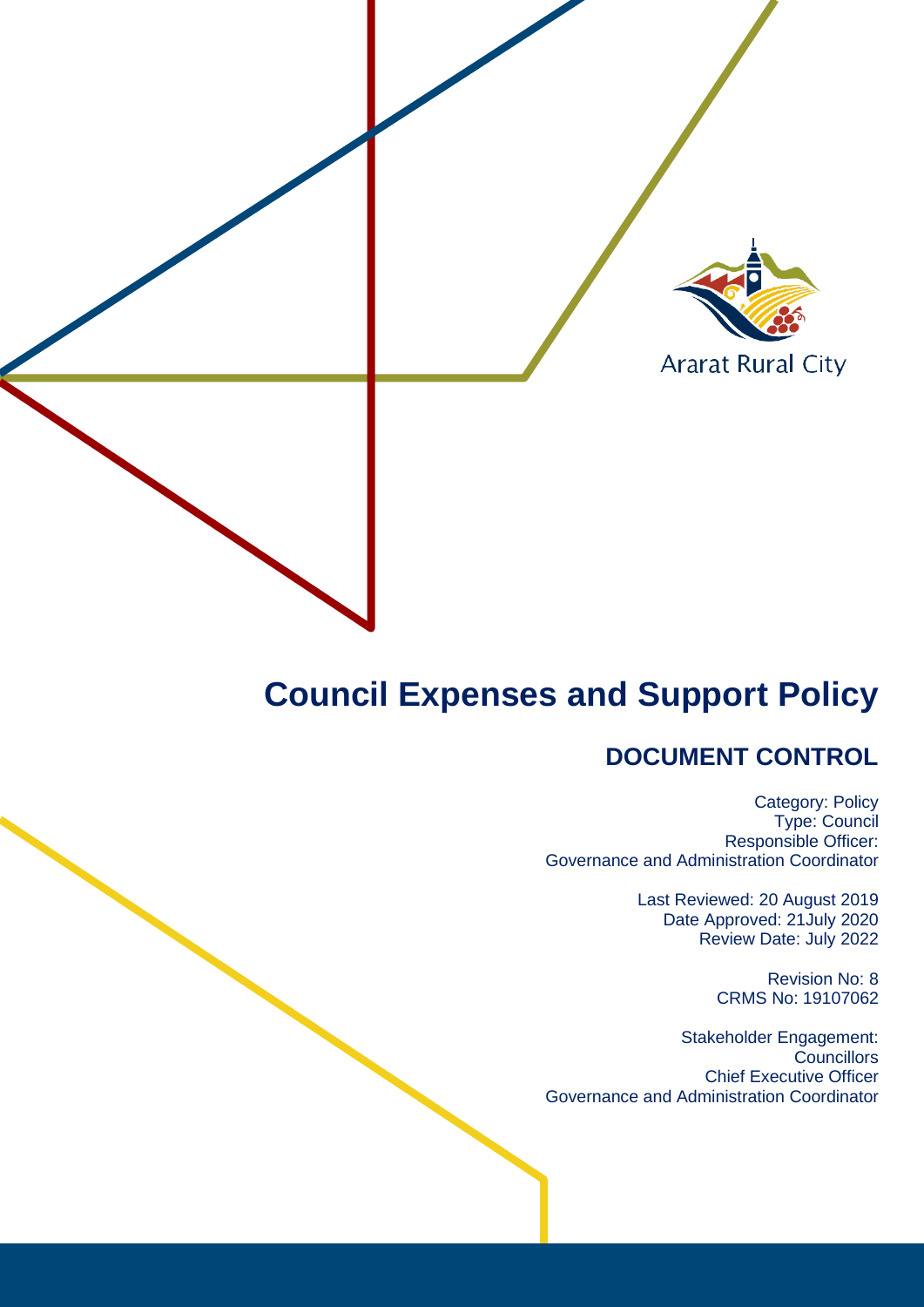Ararat Rural City

# Council Expenses and Support Policy

## DOCUMENT CONTROL

Category: Policy
Type: Council
Responsible Officer:
Governance and Administration Coordinator

Last Reviewed: 20 August 2019
Date Approved: 21July 2020
Review Date: July 2022

Revision No: 8
CRMS No: 19107062

Stakeholder Engagement:
Councillors
Chief Executive Officer
Governance and Administration Coordinator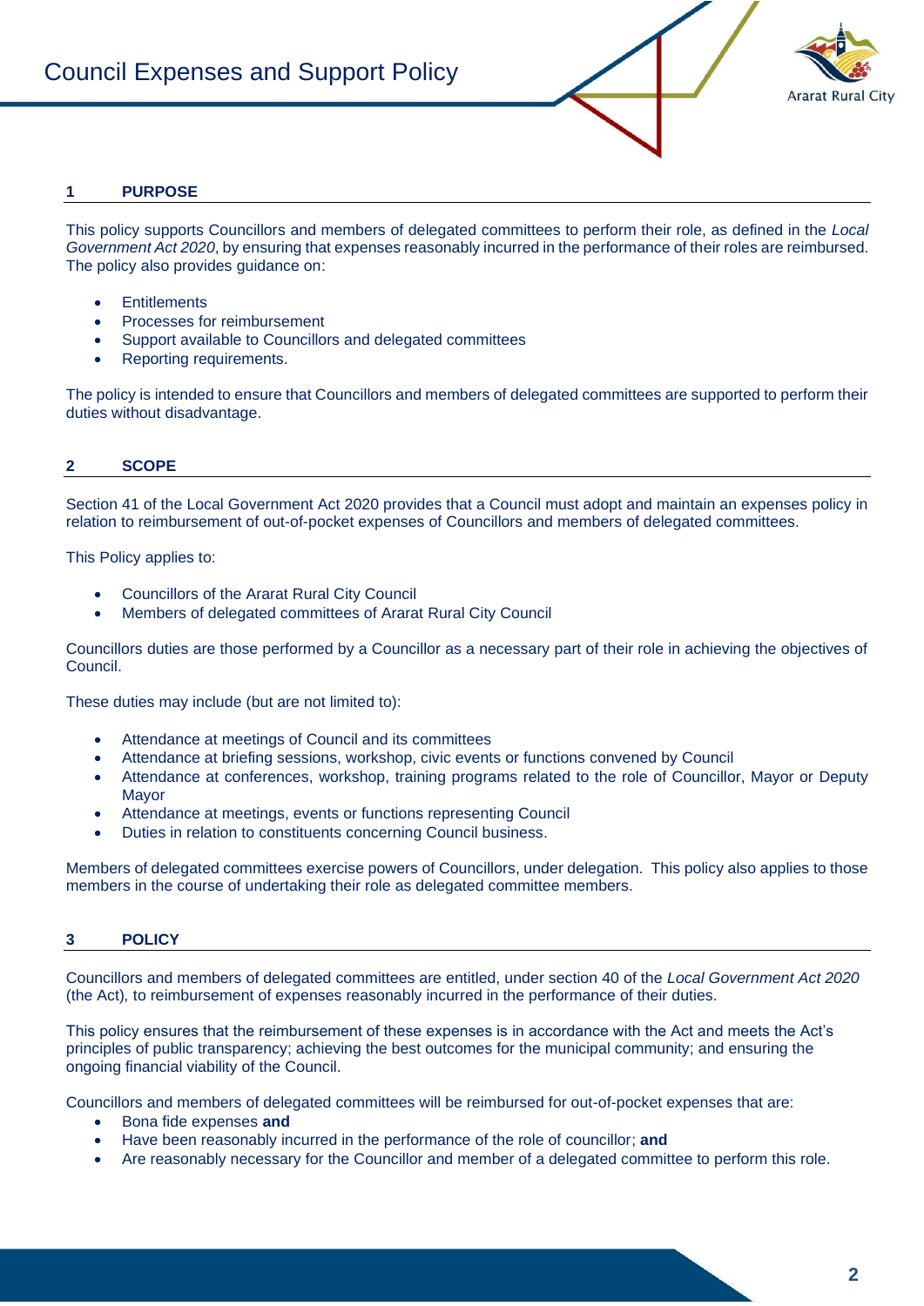## 1 PURPOSE

This policy supports Councillors and members of delegated committees to perform their role, as defined in the *Local Government Act 2020*, by ensuring that expenses reasonably incurred in the performance of their roles are reimbursed. The policy also provides guidance on:

- Entitlements
- Processes for reimbursement
- Support available to Councillors and delegated committees
- Reporting requirements.

The policy is intended to ensure that Councillors and members of delegated committees are supported to perform their duties without disadvantage.

## 2 SCOPE

Section 41 of the Local Government Act 2020 provides that a Council must adopt and maintain an expenses policy in relation to reimbursement of out-of-pocket expenses of Councillors and members of delegated committees.

This Policy applies to:

- Councillors of the Ararat Rural City Council
- Members of delegated committees of Ararat Rural City Council

Councillors duties are those performed by a Councillor as a necessary part of their role in achieving the objectives of Council.

These duties may include (but are not limited to):

- Attendance at meetings of Council and its committees
- Attendance at briefing sessions, workshop, civic events or functions convened by Council
- Attendance at conferences, workshop, training programs related to the role of Councillor, Mayor or Deputy Mayor
- Attendance at meetings, events or functions representing Council
- Duties in relation to constituents concerning Council business.

Members of delegated committees exercise powers of Councillors, under delegation. This policy also applies to those members in the course of undertaking their role as delegated committee members.

## 3 POLICY

Councillors and members of delegated committees are entitled, under section 40 of the *Local Government Act 2020* (the Act), to reimbursement of expenses reasonably incurred in the performance of their duties.

This policy ensures that the reimbursement of these expenses is in accordance with the Act and meets the Act's principles of public transparency; achieving the best outcomes for the municipal community; and ensuring the ongoing financial viability of the Council.

Councillors and members of delegated committees will be reimbursed for out-of-pocket expenses that are:

- Bona fide expenses **and**
- Have been reasonably incurred in the performance of the role of councillor; **and**
- Are reasonably necessary for the Councillor and member of a delegated committee to perform this role.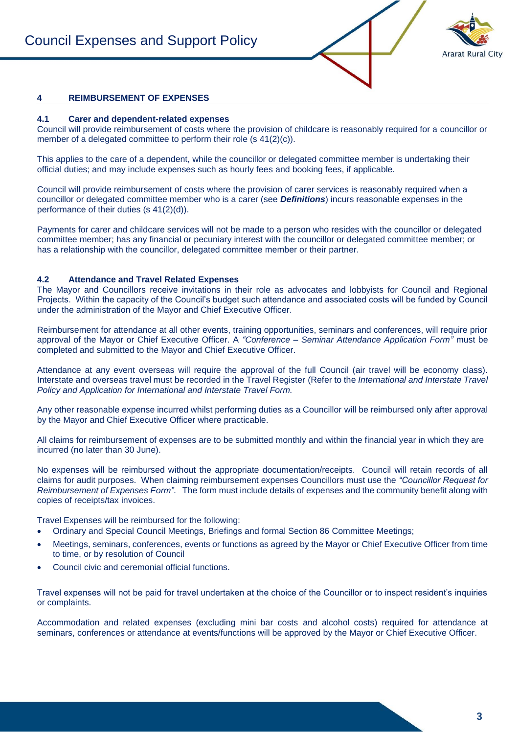## 4 REIMBURSEMENT OF EXPENSES

### 4.1 Carer and dependent-related expenses

Council will provide reimbursement of costs where the provision of childcare is reasonably required for a councillor or member of a delegated committee to perform their role (s 41(2)(c)).

This applies to the care of a dependent, while the councillor or delegated committee member is undertaking their official duties; and may include expenses such as hourly fees and booking fees, if applicable.

Council will provide reimbursement of costs where the provision of carer services is reasonably required when a councillor or delegated committee member who is a carer (see ***Definitions***) incurs reasonable expenses in the performance of their duties (s 41(2)(d)).

Payments for carer and childcare services will not be made to a person who resides with the councillor or delegated committee member; has any financial or pecuniary interest with the councillor or delegated committee member; or has a relationship with the councillor, delegated committee member or their partner.

### 4.2 Attendance and Travel Related Expenses

The Mayor and Councillors receive invitations in their role as advocates and lobbyists for Council and Regional Projects. Within the capacity of the Council's budget such attendance and associated costs will be funded by Council under the administration of the Mayor and Chief Executive Officer.

Reimbursement for attendance at all other events, training opportunities, seminars and conferences, will require prior approval of the Mayor or Chief Executive Officer. A *"Conference – Seminar Attendance Application Form"* must be completed and submitted to the Mayor and Chief Executive Officer.

Attendance at any event overseas will require the approval of the full Council (air travel will be economy class). Interstate and overseas travel must be recorded in the Travel Register (Refer to the *International and Interstate Travel Policy and Application for International and Interstate Travel Form.*

Any other reasonable expense incurred whilst performing duties as a Councillor will be reimbursed only after approval by the Mayor and Chief Executive Officer where practicable.

All claims for reimbursement of expenses are to be submitted monthly and within the financial year in which they are incurred (no later than 30 June).

No expenses will be reimbursed without the appropriate documentation/receipts. Council will retain records of all claims for audit purposes. When claiming reimbursement expenses Councillors must use the *"Councillor Request for Reimbursement of Expenses Form"*. The form must include details of expenses and the community benefit along with copies of receipts/tax invoices.

Travel Expenses will be reimbursed for the following:

- Ordinary and Special Council Meetings, Briefings and formal Section 86 Committee Meetings;
- Meetings, seminars, conferences, events or functions as agreed by the Mayor or Chief Executive Officer from time to time, or by resolution of Council
- Council civic and ceremonial official functions.

Travel expenses will not be paid for travel undertaken at the choice of the Councillor or to inspect resident's inquiries or complaints.

Accommodation and related expenses (excluding mini bar costs and alcohol costs) required for attendance at seminars, conferences or attendance at events/functions will be approved by the Mayor or Chief Executive Officer.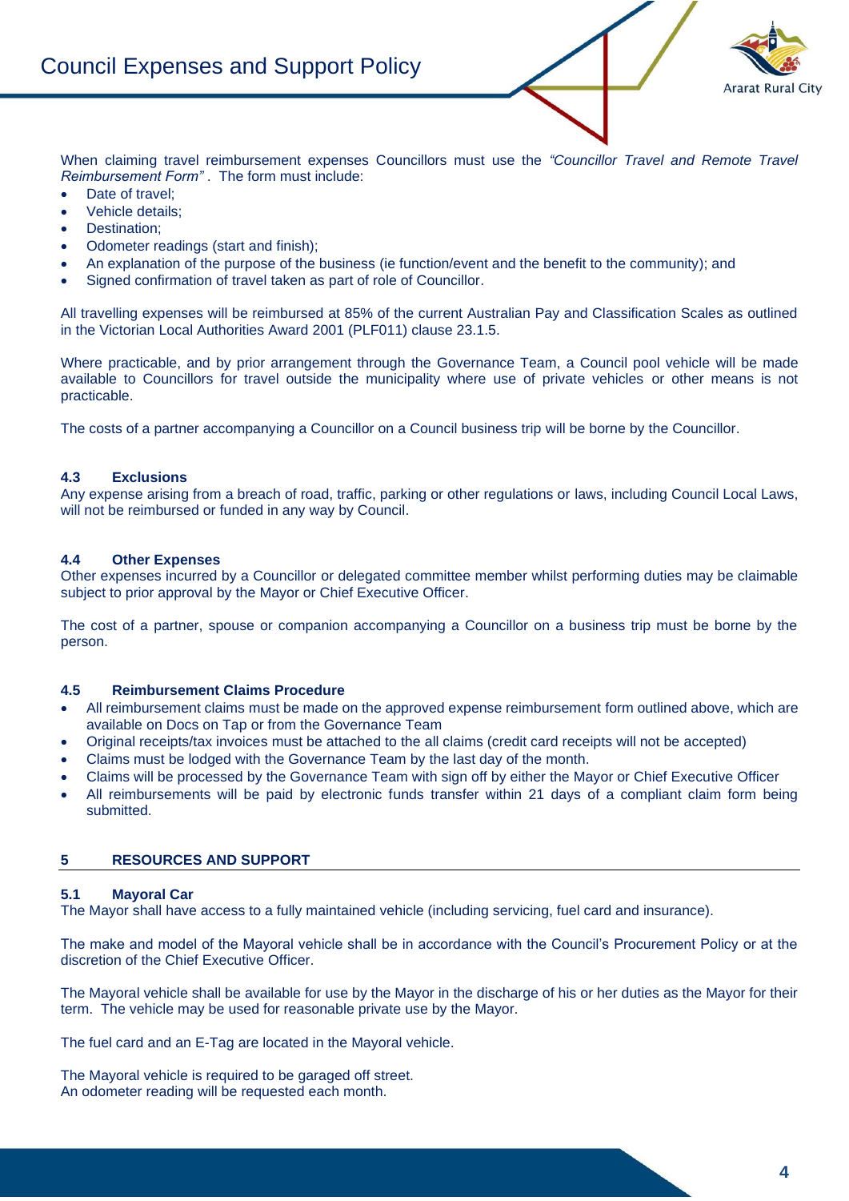When claiming travel reimbursement expenses Councillors must use the *"Councillor Travel and Remote Travel Reimbursement Form"* . The form must include:

- Date of travel;
- Vehicle details;
- Destination;
- Odometer readings (start and finish);
- An explanation of the purpose of the business (ie function/event and the benefit to the community); and
- Signed confirmation of travel taken as part of role of Councillor.

All travelling expenses will be reimbursed at 85% of the current Australian Pay and Classification Scales as outlined in the Victorian Local Authorities Award 2001 (PLF011) clause 23.1.5.

Where practicable, and by prior arrangement through the Governance Team, a Council pool vehicle will be made available to Councillors for travel outside the municipality where use of private vehicles or other means is not practicable.

The costs of a partner accompanying a Councillor on a Council business trip will be borne by the Councillor.

### 4.3 Exclusions

Any expense arising from a breach of road, traffic, parking or other regulations or laws, including Council Local Laws, will not be reimbursed or funded in any way by Council.

### 4.4 Other Expenses

Other expenses incurred by a Councillor or delegated committee member whilst performing duties may be claimable subject to prior approval by the Mayor or Chief Executive Officer.

The cost of a partner, spouse or companion accompanying a Councillor on a business trip must be borne by the person.

### 4.5 Reimbursement Claims Procedure

- All reimbursement claims must be made on the approved expense reimbursement form outlined above, which are available on Docs on Tap or from the Governance Team
- Original receipts/tax invoices must be attached to the all claims (credit card receipts will not be accepted)
- Claims must be lodged with the Governance Team by the last day of the month.
- Claims will be processed by the Governance Team with sign off by either the Mayor or Chief Executive Officer
- All reimbursements will be paid by electronic funds transfer within 21 days of a compliant claim form being submitted.

## 5 RESOURCES AND SUPPORT

### 5.1 Mayoral Car

The Mayor shall have access to a fully maintained vehicle (including servicing, fuel card and insurance).

The make and model of the Mayoral vehicle shall be in accordance with the Council's Procurement Policy or at the discretion of the Chief Executive Officer.

The Mayoral vehicle shall be available for use by the Mayor in the discharge of his or her duties as the Mayor for their term. The vehicle may be used for reasonable private use by the Mayor.

The fuel card and an E-Tag are located in the Mayoral vehicle.

The Mayoral vehicle is required to be garaged off street.
An odometer reading will be requested each month.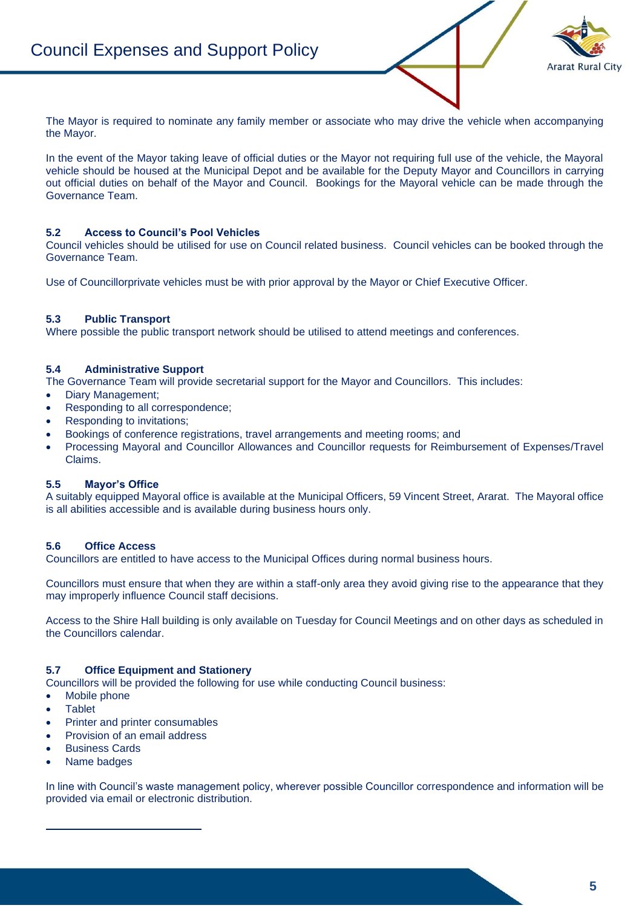The Mayor is required to nominate any family member or associate who may drive the vehicle when accompanying the Mayor.

In the event of the Mayor taking leave of official duties or the Mayor not requiring full use of the vehicle, the Mayoral vehicle should be housed at the Municipal Depot and be available for the Deputy Mayor and Councillors in carrying out official duties on behalf of the Mayor and Council. Bookings for the Mayoral vehicle can be made through the Governance Team.

### 5.2 Access to Council's Pool Vehicles

Council vehicles should be utilised for use on Council related business. Council vehicles can be booked through the Governance Team.

Use of Councillorprivate vehicles must be with prior approval by the Mayor or Chief Executive Officer.

### 5.3 Public Transport

Where possible the public transport network should be utilised to attend meetings and conferences.

### 5.4 Administrative Support

The Governance Team will provide secretarial support for the Mayor and Councillors. This includes:

- Diary Management;
- Responding to all correspondence;
- Responding to invitations;
- Bookings of conference registrations, travel arrangements and meeting rooms; and
- Processing Mayoral and Councillor Allowances and Councillor requests for Reimbursement of Expenses/Travel Claims.

### 5.5 Mayor's Office

A suitably equipped Mayoral office is available at the Municipal Officers, 59 Vincent Street, Ararat. The Mayoral office is all abilities accessible and is available during business hours only.

### 5.6 Office Access

Councillors are entitled to have access to the Municipal Offices during normal business hours.

Councillors must ensure that when they are within a staff-only area they avoid giving rise to the appearance that they may improperly influence Council staff decisions.

Access to the Shire Hall building is only available on Tuesday for Council Meetings and on other days as scheduled in the Councillors calendar.

### 5.7 Office Equipment and Stationery

Councillors will be provided the following for use while conducting Council business:

- Mobile phone
- Tablet
- Printer and printer consumables
- Provision of an email address
- Business Cards
- Name badges

In line with Council's waste management policy, wherever possible Councillor correspondence and information will be provided via email or electronic distribution.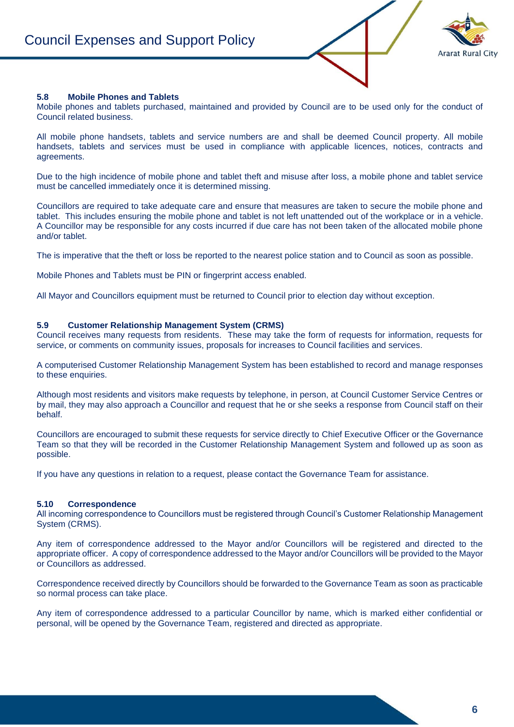### 5.8 Mobile Phones and Tablets

Mobile phones and tablets purchased, maintained and provided by Council are to be used only for the conduct of Council related business.

All mobile phone handsets, tablets and service numbers are and shall be deemed Council property. All mobile handsets, tablets and services must be used in compliance with applicable licences, notices, contracts and agreements.

Due to the high incidence of mobile phone and tablet theft and misuse after loss, a mobile phone and tablet service must be cancelled immediately once it is determined missing.

Councillors are required to take adequate care and ensure that measures are taken to secure the mobile phone and tablet. This includes ensuring the mobile phone and tablet is not left unattended out of the workplace or in a vehicle. A Councillor may be responsible for any costs incurred if due care has not been taken of the allocated mobile phone and/or tablet.

The is imperative that the theft or loss be reported to the nearest police station and to Council as soon as possible.

Mobile Phones and Tablets must be PIN or fingerprint access enabled.

All Mayor and Councillors equipment must be returned to Council prior to election day without exception.

### 5.9 Customer Relationship Management System (CRMS)

Council receives many requests from residents. These may take the form of requests for information, requests for service, or comments on community issues, proposals for increases to Council facilities and services.

A computerised Customer Relationship Management System has been established to record and manage responses to these enquiries.

Although most residents and visitors make requests by telephone, in person, at Council Customer Service Centres or by mail, they may also approach a Councillor and request that he or she seeks a response from Council staff on their behalf.

Councillors are encouraged to submit these requests for service directly to Chief Executive Officer or the Governance Team so that they will be recorded in the Customer Relationship Management System and followed up as soon as possible.

If you have any questions in relation to a request, please contact the Governance Team for assistance.

### 5.10 Correspondence

All incoming correspondence to Councillors must be registered through Council's Customer Relationship Management System (CRMS).

Any item of correspondence addressed to the Mayor and/or Councillors will be registered and directed to the appropriate officer. A copy of correspondence addressed to the Mayor and/or Councillors will be provided to the Mayor or Councillors as addressed.

Correspondence received directly by Councillors should be forwarded to the Governance Team as soon as practicable so normal process can take place.

Any item of correspondence addressed to a particular Councillor by name, which is marked either confidential or personal, will be opened by the Governance Team, registered and directed as appropriate.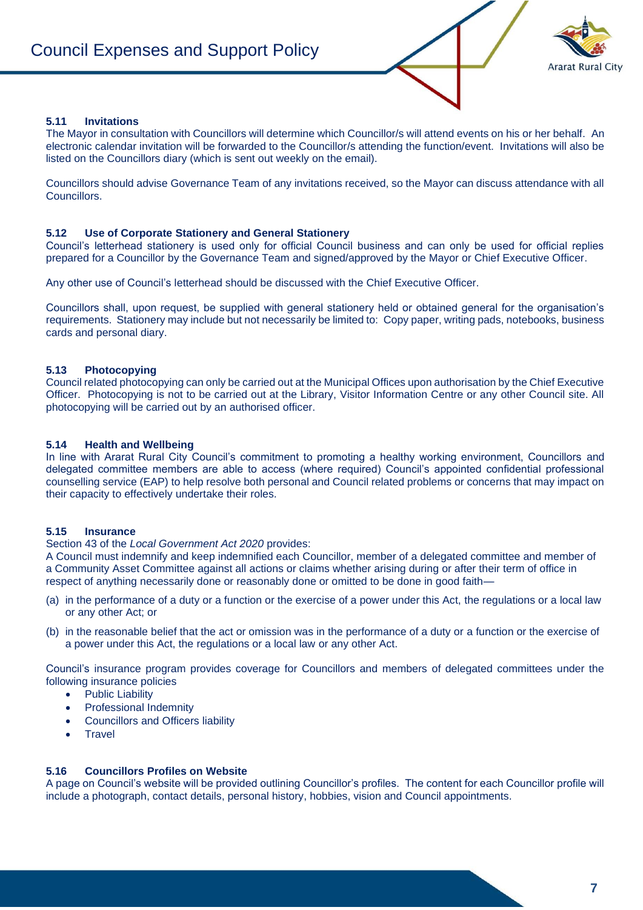### 5.11 Invitations

The Mayor in consultation with Councillors will determine which Councillor/s will attend events on his or her behalf. An electronic calendar invitation will be forwarded to the Councillor/s attending the function/event. Invitations will also be listed on the Councillors diary (which is sent out weekly on the email).

Councillors should advise Governance Team of any invitations received, so the Mayor can discuss attendance with all Councillors.

### 5.12 Use of Corporate Stationery and General Stationery

Council's letterhead stationery is used only for official Council business and can only be used for official replies prepared for a Councillor by the Governance Team and signed/approved by the Mayor or Chief Executive Officer.

Any other use of Council's letterhead should be discussed with the Chief Executive Officer.

Councillors shall, upon request, be supplied with general stationery held or obtained general for the organisation's requirements. Stationery may include but not necessarily be limited to: Copy paper, writing pads, notebooks, business cards and personal diary.

### 5.13 Photocopying

Council related photocopying can only be carried out at the Municipal Offices upon authorisation by the Chief Executive Officer. Photocopying is not to be carried out at the Library, Visitor Information Centre or any other Council site. All photocopying will be carried out by an authorised officer.

### 5.14 Health and Wellbeing

In line with Ararat Rural City Council's commitment to promoting a healthy working environment, Councillors and delegated committee members are able to access (where required) Council's appointed confidential professional counselling service (EAP) to help resolve both personal and Council related problems or concerns that may impact on their capacity to effectively undertake their roles.

### 5.15 Insurance

Section 43 of the *Local Government Act 2020* provides:

A Council must indemnify and keep indemnified each Councillor, member of a delegated committee and member of a Community Asset Committee against all actions or claims whether arising during or after their term of office in respect of anything necessarily done or reasonably done or omitted to be done in good faith—

(a) in the performance of a duty or a function or the exercise of a power under this Act, the regulations or a local law or any other Act; or

(b) in the reasonable belief that the act or omission was in the performance of a duty or a function or the exercise of a power under this Act, the regulations or a local law or any other Act.

Council's insurance program provides coverage for Councillors and members of delegated committees under the following insurance policies

- Public Liability
- Professional Indemnity
- Councillors and Officers liability
- Travel

### 5.16 Councillors Profiles on Website

A page on Council's website will be provided outlining Councillor's profiles. The content for each Councillor profile will include a photograph, contact details, personal history, hobbies, vision and Council appointments.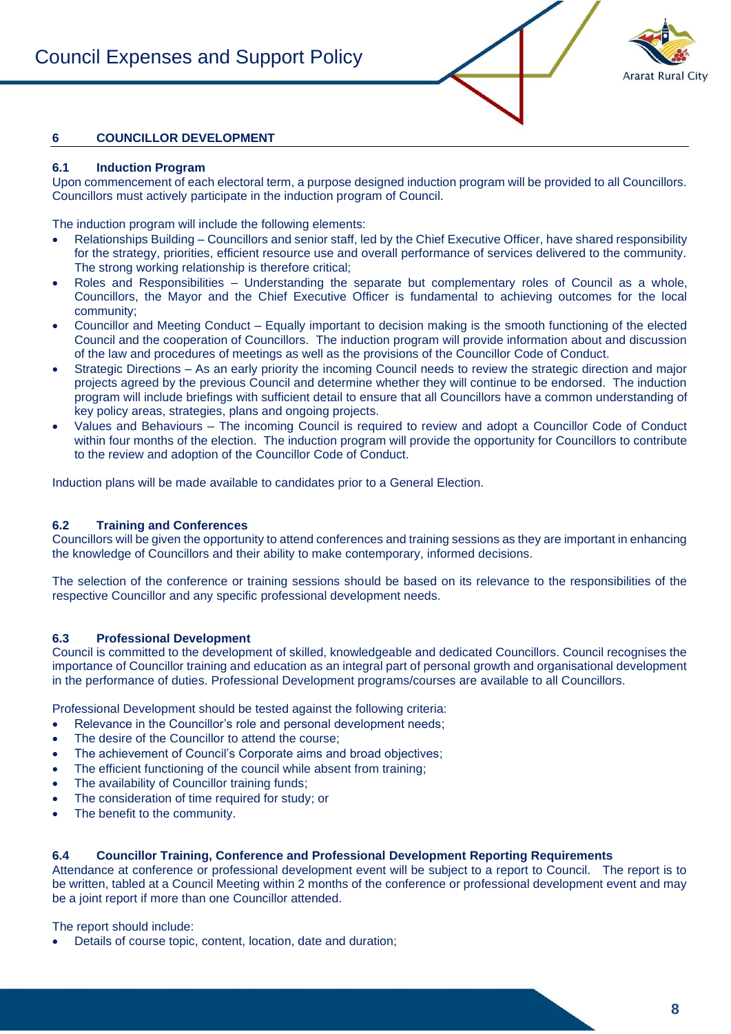## 6 COUNCILLOR DEVELOPMENT

### 6.1 Induction Program

Upon commencement of each electoral term, a purpose designed induction program will be provided to all Councillors. Councillors must actively participate in the induction program of Council.

The induction program will include the following elements:

- Relationships Building – Councillors and senior staff, led by the Chief Executive Officer, have shared responsibility for the strategy, priorities, efficient resource use and overall performance of services delivered to the community. The strong working relationship is therefore critical;
- Roles and Responsibilities – Understanding the separate but complementary roles of Council as a whole, Councillors, the Mayor and the Chief Executive Officer is fundamental to achieving outcomes for the local community;
- Councillor and Meeting Conduct – Equally important to decision making is the smooth functioning of the elected Council and the cooperation of Councillors. The induction program will provide information about and discussion of the law and procedures of meetings as well as the provisions of the Councillor Code of Conduct.
- Strategic Directions – As an early priority the incoming Council needs to review the strategic direction and major projects agreed by the previous Council and determine whether they will continue to be endorsed. The induction program will include briefings with sufficient detail to ensure that all Councillors have a common understanding of key policy areas, strategies, plans and ongoing projects.
- Values and Behaviours – The incoming Council is required to review and adopt a Councillor Code of Conduct within four months of the election. The induction program will provide the opportunity for Councillors to contribute to the review and adoption of the Councillor Code of Conduct.

Induction plans will be made available to candidates prior to a General Election.

### 6.2 Training and Conferences

Councillors will be given the opportunity to attend conferences and training sessions as they are important in enhancing the knowledge of Councillors and their ability to make contemporary, informed decisions.

The selection of the conference or training sessions should be based on its relevance to the responsibilities of the respective Councillor and any specific professional development needs.

### 6.3 Professional Development

Council is committed to the development of skilled, knowledgeable and dedicated Councillors. Council recognises the importance of Councillor training and education as an integral part of personal growth and organisational development in the performance of duties. Professional Development programs/courses are available to all Councillors.

Professional Development should be tested against the following criteria:

- Relevance in the Councillor's role and personal development needs;
- The desire of the Councillor to attend the course;
- The achievement of Council's Corporate aims and broad objectives;
- The efficient functioning of the council while absent from training;
- The availability of Councillor training funds;
- The consideration of time required for study; or
- The benefit to the community.

### 6.4 Councillor Training, Conference and Professional Development Reporting Requirements

Attendance at conference or professional development event will be subject to a report to Council. The report is to be written, tabled at a Council Meeting within 2 months of the conference or professional development event and may be a joint report if more than one Councillor attended.

The report should include:

- Details of course topic, content, location, date and duration;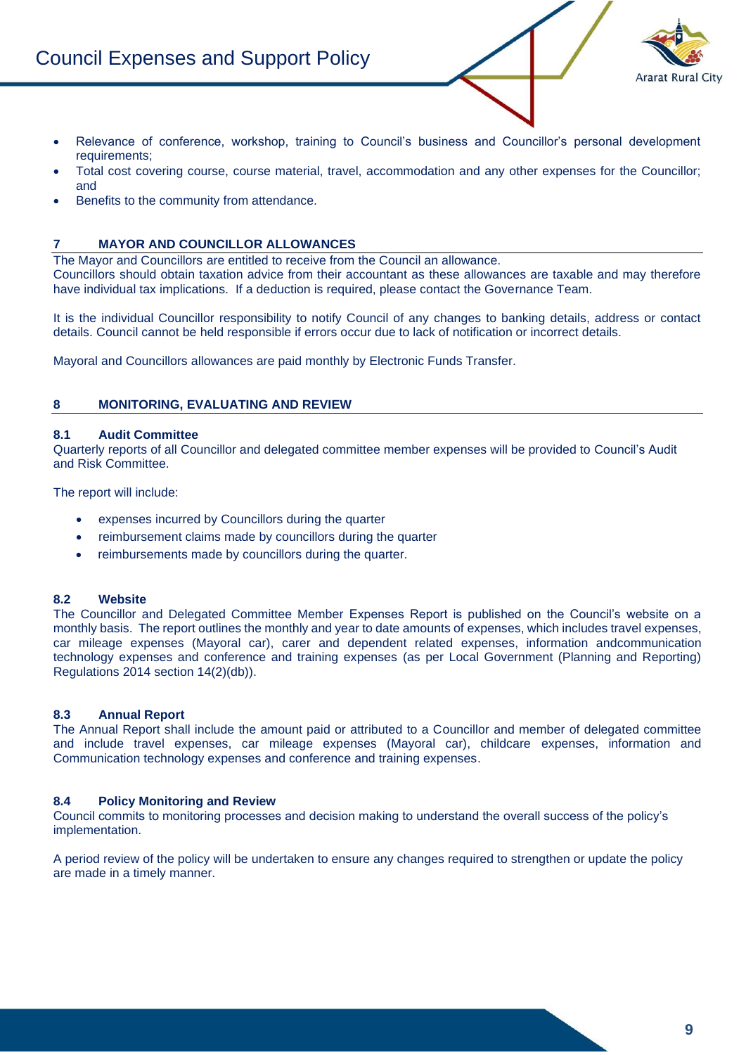- Relevance of conference, workshop, training to Council's business and Councillor's personal development requirements;
- Total cost covering course, course material, travel, accommodation and any other expenses for the Councillor; and
- Benefits to the community from attendance.

## 7 MAYOR AND COUNCILLOR ALLOWANCES

The Mayor and Councillors are entitled to receive from the Council an allowance.
Councillors should obtain taxation advice from their accountant as these allowances are taxable and may therefore have individual tax implications. If a deduction is required, please contact the Governance Team.

It is the individual Councillor responsibility to notify Council of any changes to banking details, address or contact details. Council cannot be held responsible if errors occur due to lack of notification or incorrect details.

Mayoral and Councillors allowances are paid monthly by Electronic Funds Transfer.

## 8 MONITORING, EVALUATING AND REVIEW

### 8.1 Audit Committee

Quarterly reports of all Councillor and delegated committee member expenses will be provided to Council's Audit and Risk Committee.

The report will include:

- expenses incurred by Councillors during the quarter
- reimbursement claims made by councillors during the quarter
- reimbursements made by councillors during the quarter.

### 8.2 Website

The Councillor and Delegated Committee Member Expenses Report is published on the Council's website on a monthly basis. The report outlines the monthly and year to date amounts of expenses, which includes travel expenses, car mileage expenses (Mayoral car), carer and dependent related expenses, information andcommunication technology expenses and conference and training expenses (as per Local Government (Planning and Reporting) Regulations 2014 section 14(2)(db)).

### 8.3 Annual Report

The Annual Report shall include the amount paid or attributed to a Councillor and member of delegated committee and include travel expenses, car mileage expenses (Mayoral car), childcare expenses, information and Communication technology expenses and conference and training expenses.

### 8.4 Policy Monitoring and Review

Council commits to monitoring processes and decision making to understand the overall success of the policy's implementation.

A period review of the policy will be undertaken to ensure any changes required to strengthen or update the policy are made in a timely manner.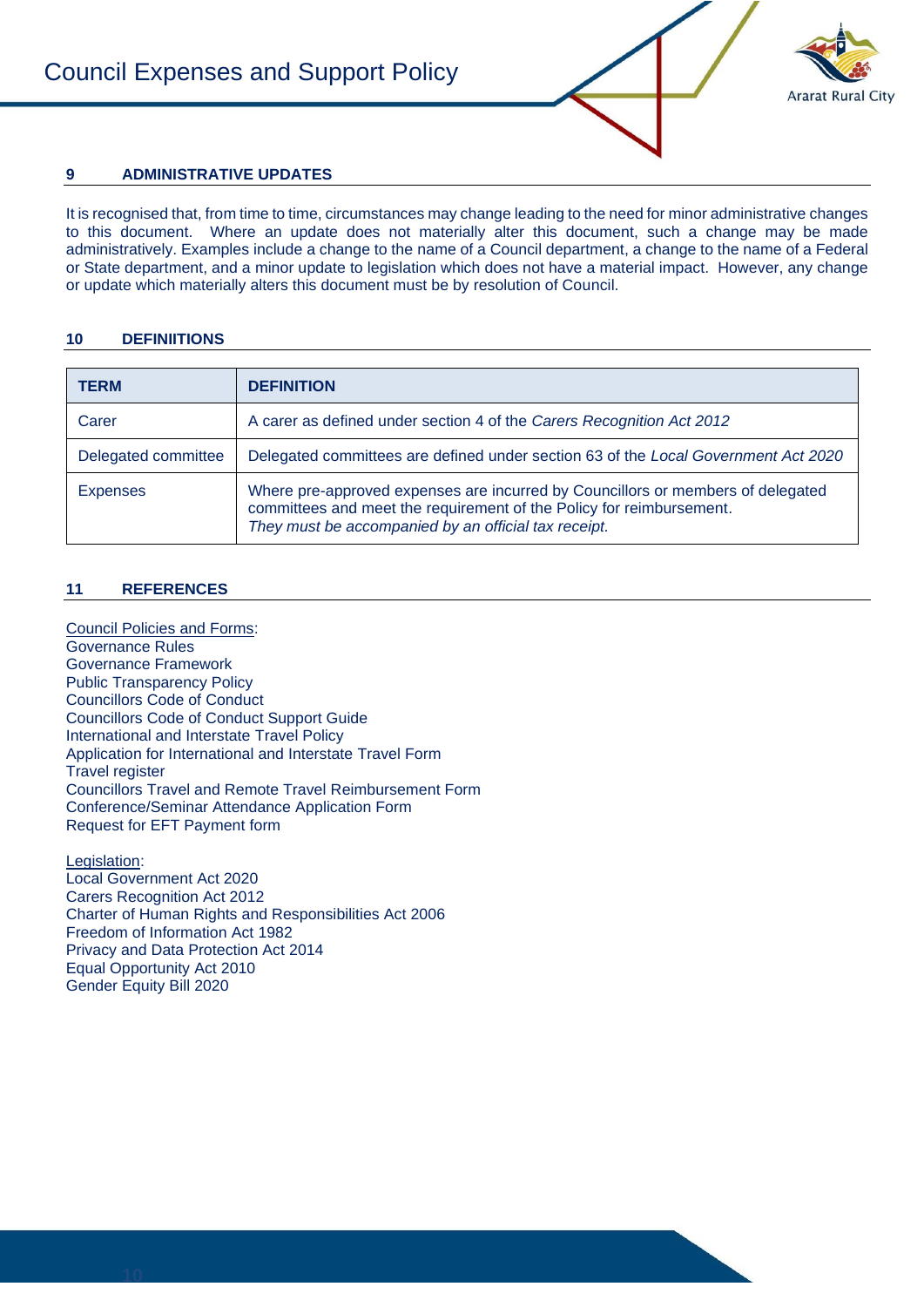## 9 ADMINISTRATIVE UPDATES

It is recognised that, from time to time, circumstances may change leading to the need for minor administrative changes to this document. Where an update does not materially alter this document, such a change may be made administratively. Examples include a change to the name of a Council department, a change to the name of a Federal or State department, and a minor update to legislation which does not have a material impact. However, any change or update which materially alters this document must be by resolution of Council.

## 10 DEFINIITIONS

| TERM | DEFINITION |
|---|---|
| Carer | A carer as defined under section 4 of the *Carers Recognition Act 2012* |
| Delegated committee | Delegated committees are defined under section 63 of the *Local Government Act 2020* |
| Expenses | Where pre-approved expenses are incurred by Councillors or members of delegated committees and meet the requirement of the Policy for reimbursement. *They must be accompanied by an official tax receipt.* |

## 11 REFERENCES

Council Policies and Forms:
Governance Rules
Governance Framework
Public Transparency Policy
Councillors Code of Conduct
Councillors Code of Conduct Support Guide
International and Interstate Travel Policy
Application for International and Interstate Travel Form
Travel register
Councillors Travel and Remote Travel Reimbursement Form
Conference/Seminar Attendance Application Form
Request for EFT Payment form

Legislation:
Local Government Act 2020
Carers Recognition Act 2012
Charter of Human Rights and Responsibilities Act 2006
Freedom of Information Act 1982
Privacy and Data Protection Act 2014
Equal Opportunity Act 2010
Gender Equity Bill 2020